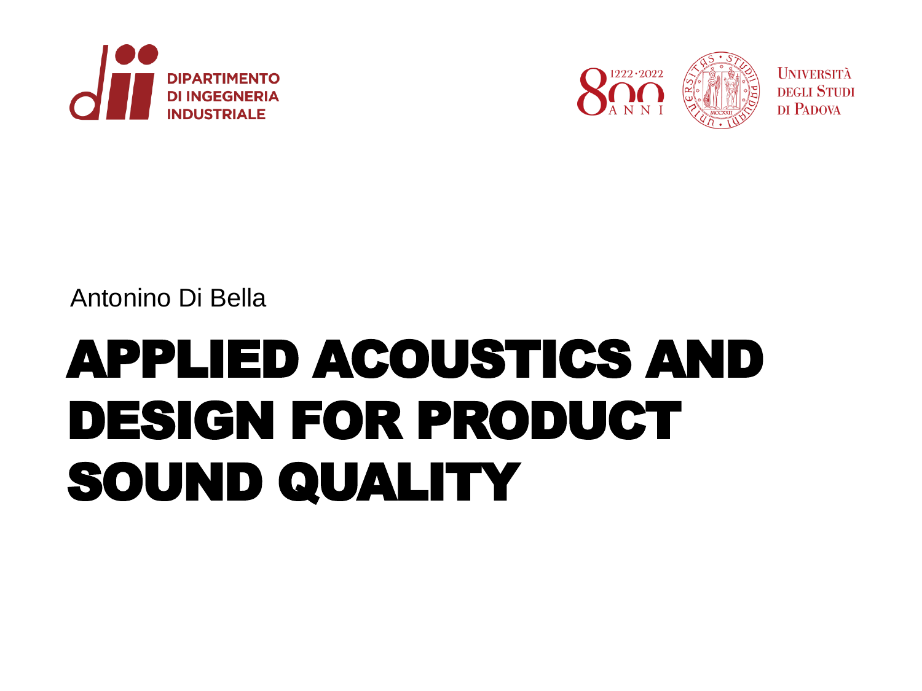DIPARTIMENTO DI INGEGNERIA INDUSTRIALE

UNIVERSITÀ DEGLI STUDI DI PADOVA

Antonino Di Bella

# APPLIED ACOUSTICS AND DESIGN FOR PRODUCT SOUND QUALITY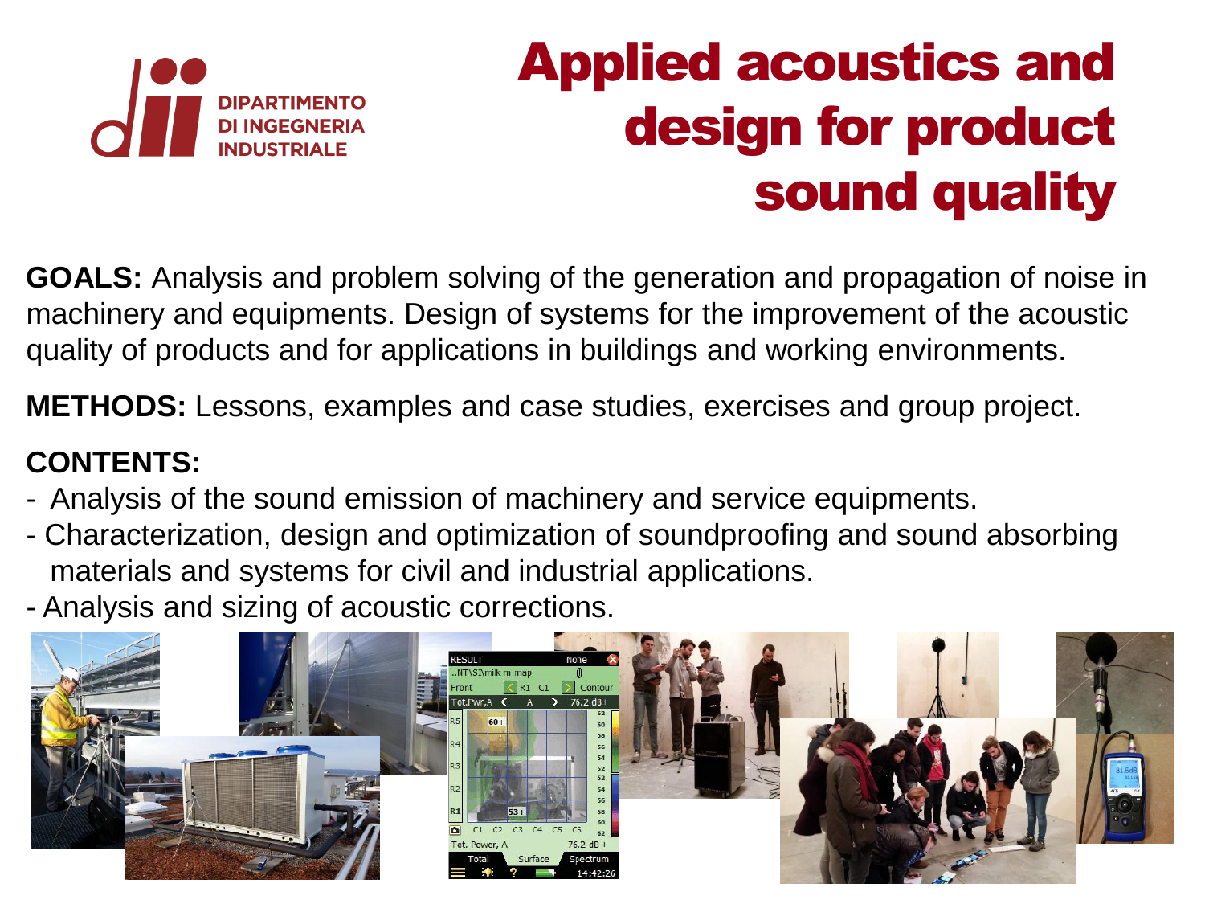DIPARTIMENTO DI INGEGNERIA INDUSTRIALE

# Applied acoustics and design for product sound quality

**GOALS:** Analysis and problem solving of the generation and propagation of noise in machinery and equipments. Design of systems for the improvement of the acoustic quality of products and for applications in buildings and working environments.

**METHODS:** Lessons, examples and case studies, exercises and group project.

**CONTENTS:**

- Analysis of the sound emission of machinery and service equipments.
- Characterization, design and optimization of soundproofing and sound absorbing materials and systems for civil and industrial applications.
- Analysis and sizing of acoustic corrections.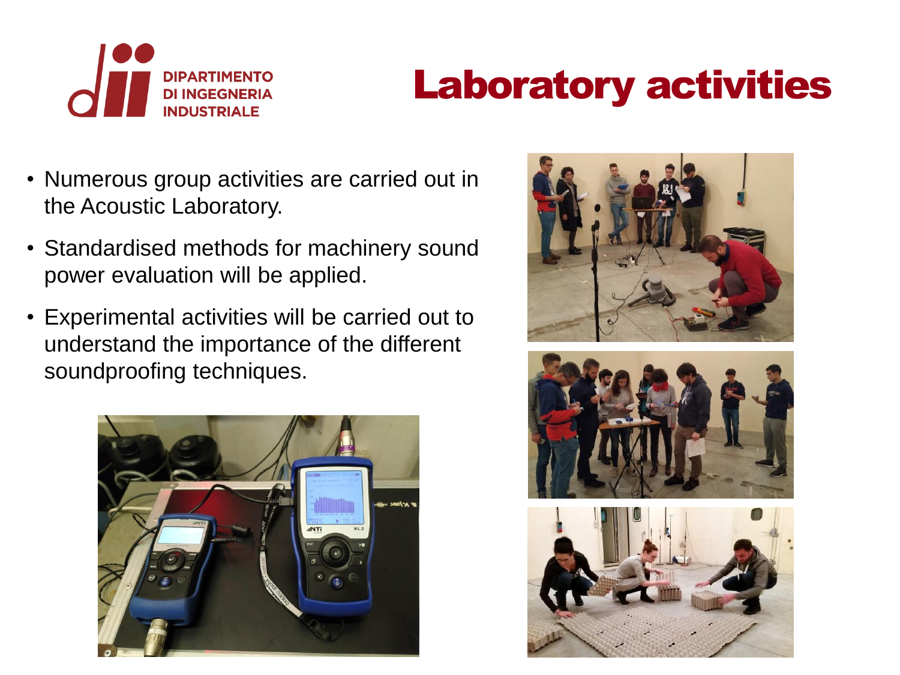DIPARTIMENTO DI INGEGNERIA INDUSTRIALE

# Laboratory activities

- Numerous group activities are carried out in the Acoustic Laboratory.
- Standardised methods for machinery sound power evaluation will be applied.
- Experimental activities will be carried out to understand the importance of the different soundproofing techniques.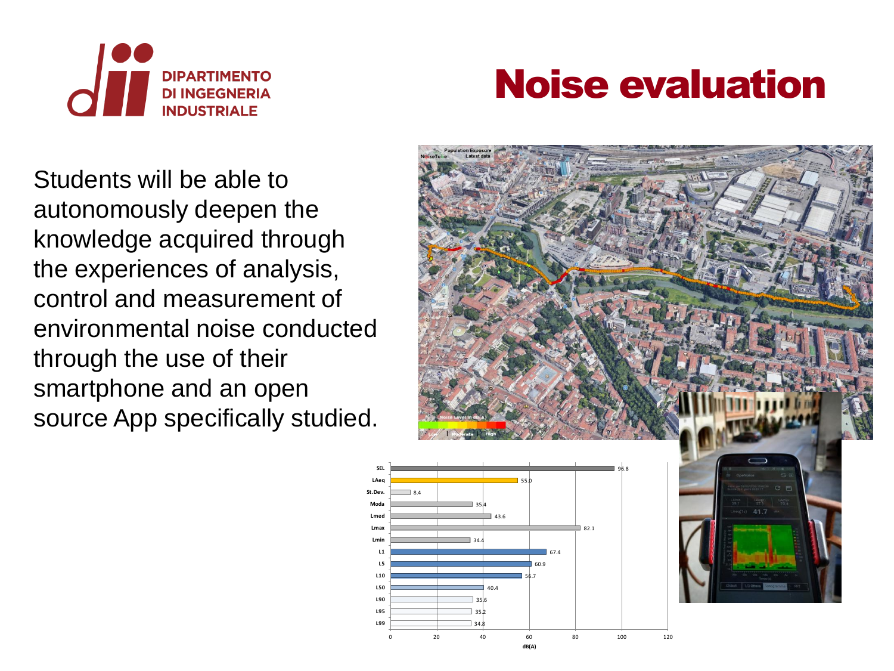DIPARTIMENTO DI INGEGNERIA INDUSTRIALE

# Noise evaluation

Students will be able to autonomously deepen the knowledge acquired through the experiences of analysis, control and measurement of environmental noise conducted through the use of their smartphone and an open source App specifically studied.

SEL 96.8
LAeq 55.0
St.Dev. 8.4
Moda 35.4
Lmed 43.6
Lmax 82.1
Lmin 34.4
L1 67.4
L5 60.9
L10 56.7
L50 40.4
L90 35.6
L95 35.2
L99 34.8

0 20 40 60 80 100 120

dB(A)